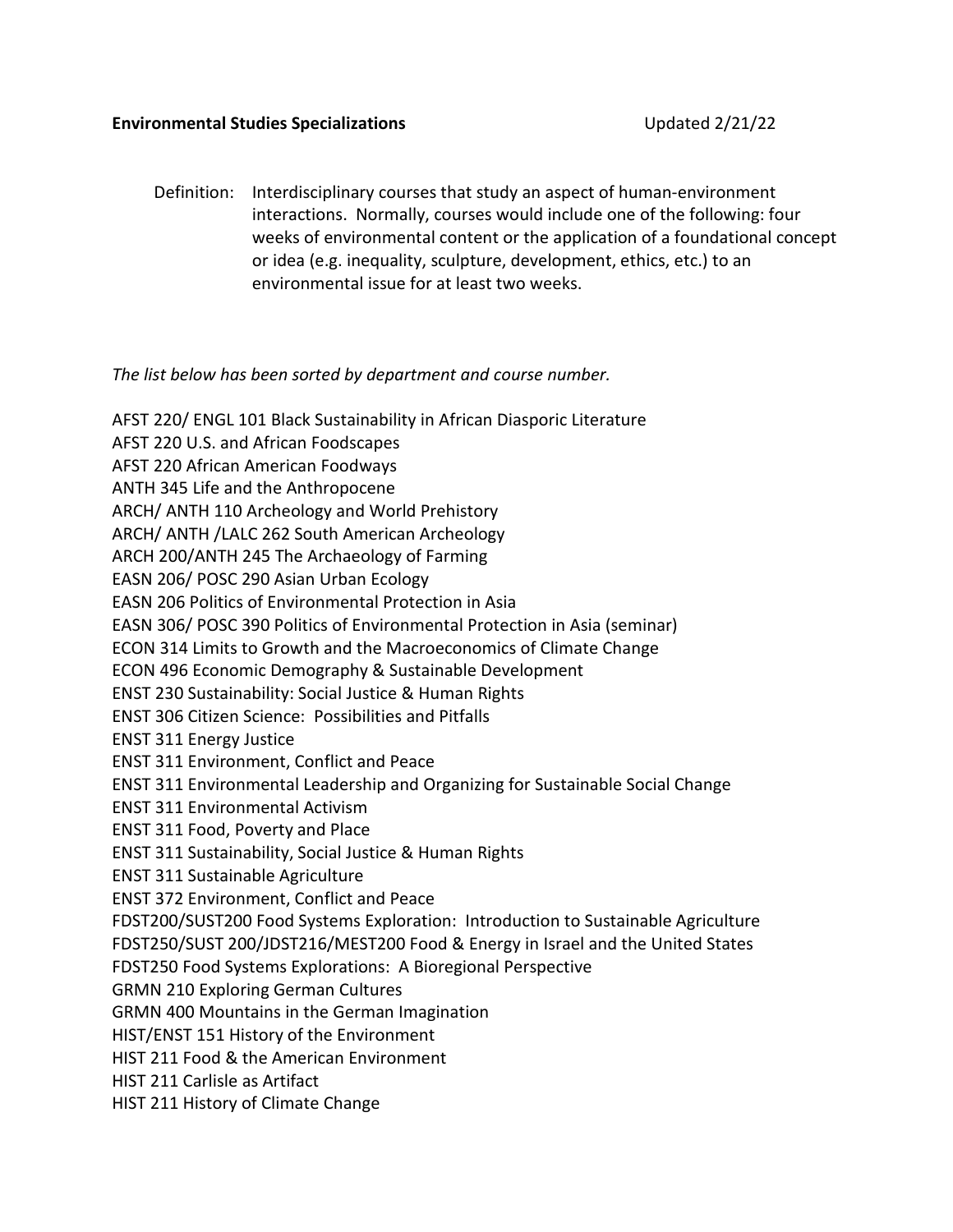**Environmental Studies Specializations** Updated 2/21/22

Definition: Interdisciplinary courses that study an aspect of human-environment interactions. Normally, courses would include one of the following: four weeks of environmental content or the application of a foundational concept or idea (e.g. inequality, sculpture, development, ethics, etc.) to an environmental issue for at least two weeks.

*The list below has been sorted by department and course number.*

AFST 220/ ENGL 101 Black Sustainability in African Diasporic Literature
AFST 220 U.S. and African Foodscapes
AFST 220 African American Foodways
ANTH 345 Life and the Anthropocene
ARCH/ ANTH 110 Archeology and World Prehistory
ARCH/ ANTH /LALC 262 South American Archeology
ARCH 200/ANTH 245 The Archaeology of Farming
EASN 206/ POSC 290 Asian Urban Ecology
EASN 206 Politics of Environmental Protection in Asia
EASN 306/ POSC 390 Politics of Environmental Protection in Asia (seminar)
ECON 314 Limits to Growth and the Macroeconomics of Climate Change
ECON 496 Economic Demography & Sustainable Development
ENST 230 Sustainability: Social Justice & Human Rights
ENST 306 Citizen Science: Possibilities and Pitfalls
ENST 311 Energy Justice
ENST 311 Environment, Conflict and Peace
ENST 311 Environmental Leadership and Organizing for Sustainable Social Change
ENST 311 Environmental Activism
ENST 311 Food, Poverty and Place
ENST 311 Sustainability, Social Justice & Human Rights
ENST 311 Sustainable Agriculture
ENST 372 Environment, Conflict and Peace
FDST200/SUST200 Food Systems Exploration: Introduction to Sustainable Agriculture
FDST250/SUST 200/JDST216/MEST200 Food & Energy in Israel and the United States
FDST250 Food Systems Explorations: A Bioregional Perspective
GRMN 210 Exploring German Cultures
GRMN 400 Mountains in the German Imagination
HIST/ENST 151 History of the Environment
HIST 211 Food & the American Environment
HIST 211 Carlisle as Artifact
HIST 211 History of Climate Change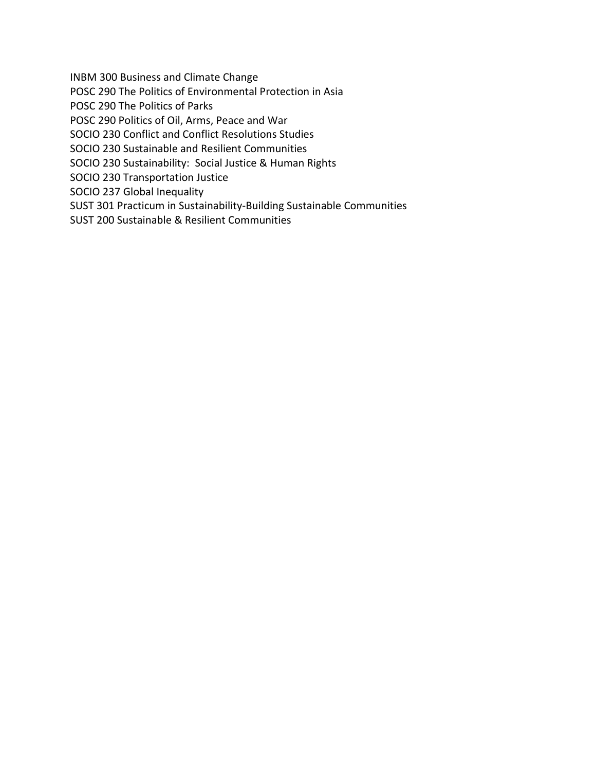INBM 300 Business and Climate Change
POSC 290 The Politics of Environmental Protection in Asia
POSC 290 The Politics of Parks
POSC 290 Politics of Oil, Arms, Peace and War
SOCIO 230 Conflict and Conflict Resolutions Studies
SOCIO 230 Sustainable and Resilient Communities
SOCIO 230 Sustainability: Social Justice & Human Rights
SOCIO 230 Transportation Justice
SOCIO 237 Global Inequality
SUST 301 Practicum in Sustainability-Building Sustainable Communities
SUST 200 Sustainable & Resilient Communities